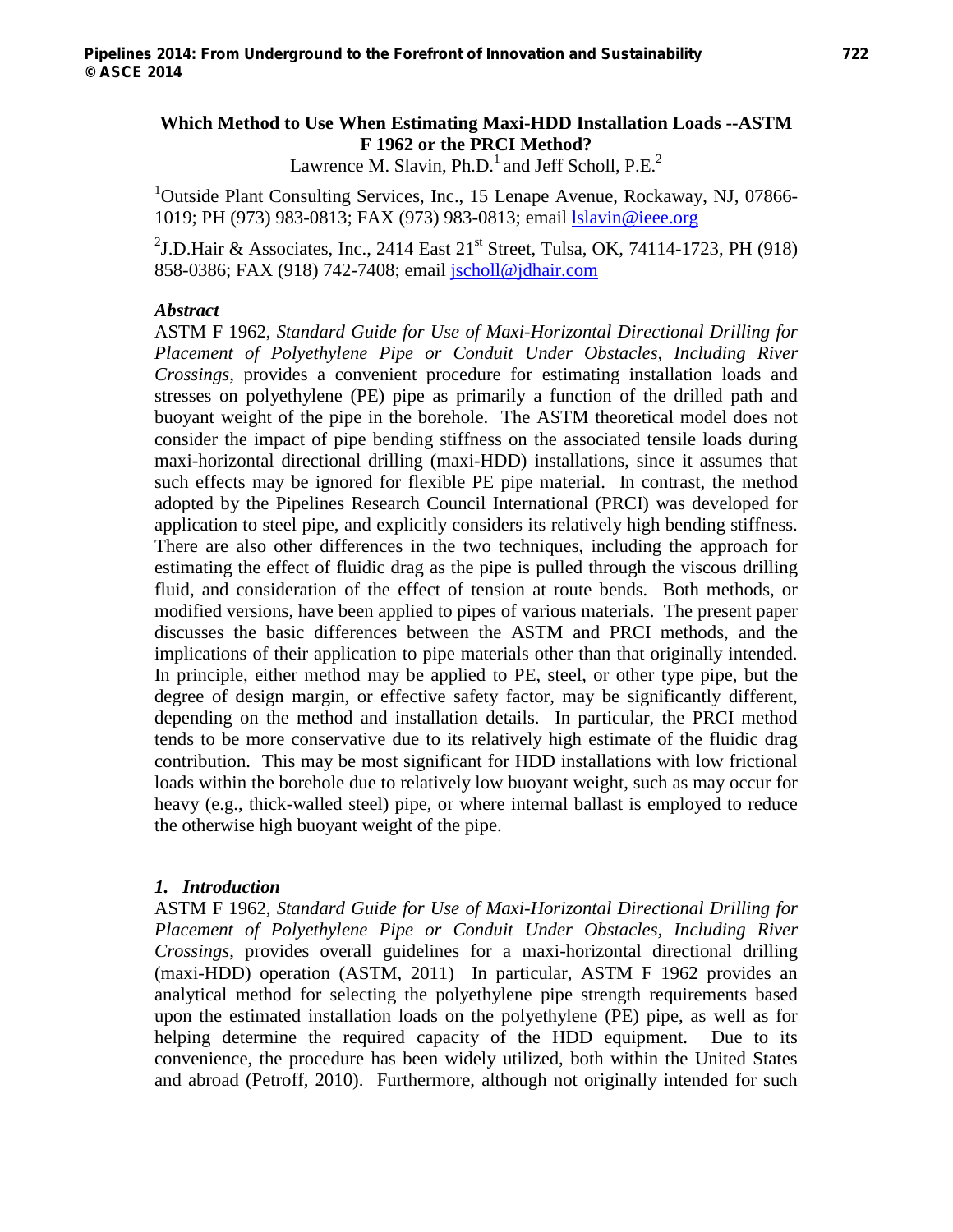# Which Method to Use When Estimating Maxi-HDD Installation Loads --ASTM F 1962 or the PRCI Method?

Lawrence M. Slavin, Ph.D.[1] and Jeff Scholl, P.E.[2]

[1]Outside Plant Consulting Services, Inc., 15 Lenape Avenue, Rockaway, NJ, 07866-1019; PH (973) 983-0813; FAX (973) 983-0813; email lslavin@ieee.org

[2]J.D.Hair & Associates, Inc., 2414 East 21st Street, Tulsa, OK, 74114-1723, PH (918) 858-0386; FAX (918) 742-7408; email jscholl@jdhair.com

### *Abstract*

ASTM F 1962, *Standard Guide for Use of Maxi-Horizontal Directional Drilling for Placement of Polyethylene Pipe or Conduit Under Obstacles, Including River Crossings*, provides a convenient procedure for estimating installation loads and stresses on polyethylene (PE) pipe as primarily a function of the drilled path and buoyant weight of the pipe in the borehole. The ASTM theoretical model does not consider the impact of pipe bending stiffness on the associated tensile loads during maxi-horizontal directional drilling (maxi-HDD) installations, since it assumes that such effects may be ignored for flexible PE pipe material. In contrast, the method adopted by the Pipelines Research Council International (PRCI) was developed for application to steel pipe, and explicitly considers its relatively high bending stiffness. There are also other differences in the two techniques, including the approach for estimating the effect of fluidic drag as the pipe is pulled through the viscous drilling fluid, and consideration of the effect of tension at route bends. Both methods, or modified versions, have been applied to pipes of various materials. The present paper discusses the basic differences between the ASTM and PRCI methods, and the implications of their application to pipe materials other than that originally intended. In principle, either method may be applied to PE, steel, or other type pipe, but the degree of design margin, or effective safety factor, may be significantly different, depending on the method and installation details. In particular, the PRCI method tends to be more conservative due to its relatively high estimate of the fluidic drag contribution. This may be most significant for HDD installations with low frictional loads within the borehole due to relatively low buoyant weight, such as may occur for heavy (e.g., thick-walled steel) pipe, or where internal ballast is employed to reduce the otherwise high buoyant weight of the pipe.

### *1. Introduction*

ASTM F 1962, *Standard Guide for Use of Maxi-Horizontal Directional Drilling for Placement of Polyethylene Pipe or Conduit Under Obstacles, Including River Crossings*, provides overall guidelines for a maxi-horizontal directional drilling (maxi-HDD) operation (ASTM, 2011) In particular, ASTM F 1962 provides an analytical method for selecting the polyethylene pipe strength requirements based upon the estimated installation loads on the polyethylene (PE) pipe, as well as for helping determine the required capacity of the HDD equipment. Due to its convenience, the procedure has been widely utilized, both within the United States and abroad (Petroff, 2010). Furthermore, although not originally intended for such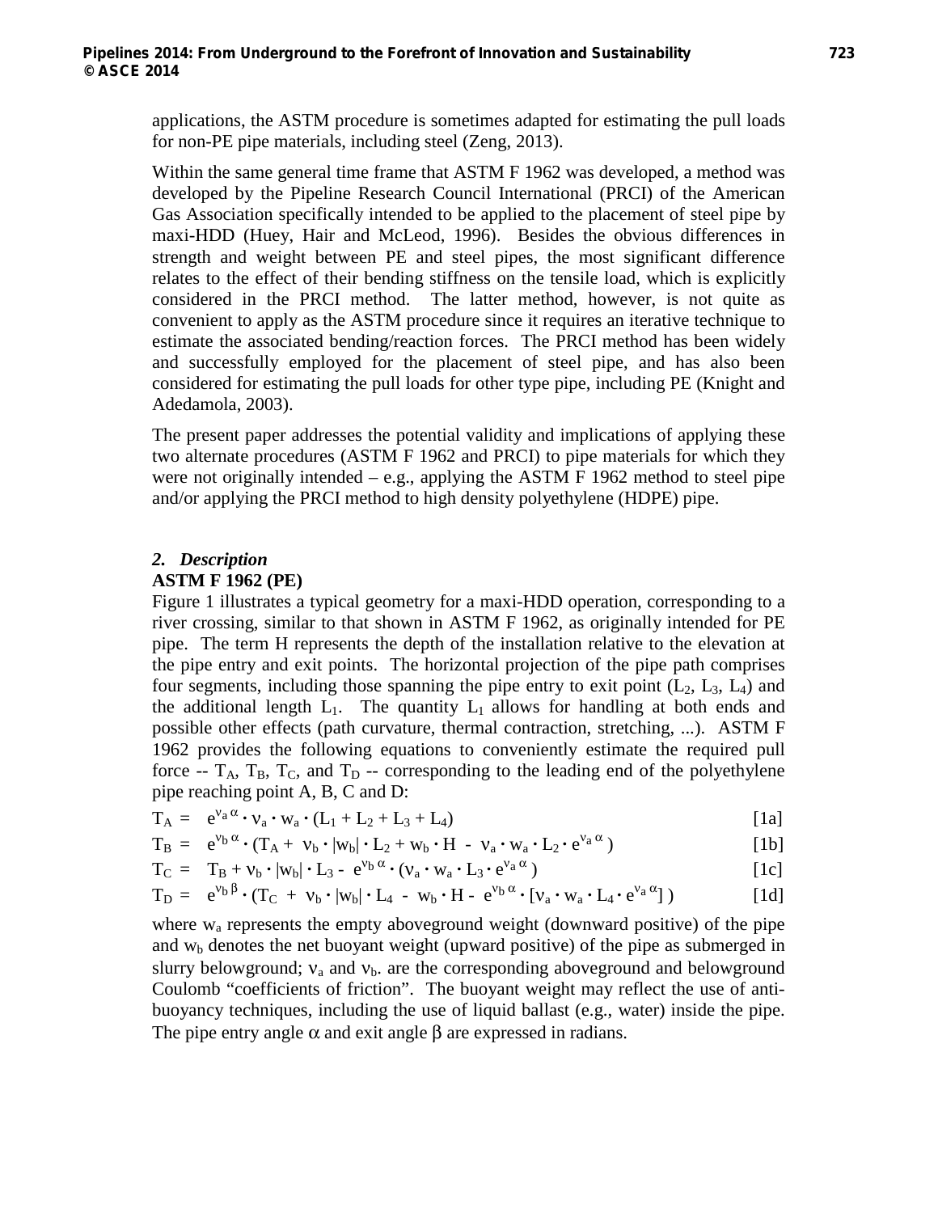applications, the ASTM procedure is sometimes adapted for estimating the pull loads for non-PE pipe materials, including steel (Zeng, 2013).

Within the same general time frame that ASTM F 1962 was developed, a method was developed by the Pipeline Research Council International (PRCI) of the American Gas Association specifically intended to be applied to the placement of steel pipe by maxi-HDD (Huey, Hair and McLeod, 1996). Besides the obvious differences in strength and weight between PE and steel pipes, the most significant difference relates to the effect of their bending stiffness on the tensile load, which is explicitly considered in the PRCI method. The latter method, however, is not quite as convenient to apply as the ASTM procedure since it requires an iterative technique to estimate the associated bending/reaction forces. The PRCI method has been widely and successfully employed for the placement of steel pipe, and has also been considered for estimating the pull loads for other type pipe, including PE (Knight and Adedamola, 2003).

The present paper addresses the potential validity and implications of applying these two alternate procedures (ASTM F 1962 and PRCI) to pipe materials for which they were not originally intended – e.g., applying the ASTM F 1962 method to steel pipe and/or applying the PRCI method to high density polyethylene (HDPE) pipe.

## 2. *Description*

**ASTM F 1962 (PE)**

Figure 1 illustrates a typical geometry for a maxi-HDD operation, corresponding to a river crossing, similar to that shown in ASTM F 1962, as originally intended for PE pipe. The term H represents the depth of the installation relative to the elevation at the pipe entry and exit points. The horizontal projection of the pipe path comprises four segments, including those spanning the pipe entry to exit point ($L_2$, $L_3$, $L_4$) and the additional length $L_1$. The quantity $L_1$ allows for handling at both ends and possible other effects (path curvature, thermal contraction, stretching, ...). ASTM F 1962 provides the following equations to conveniently estimate the required pull force -- $T_A$, $T_B$, $T_C$, and $T_D$ -- corresponding to the leading end of the polyethylene pipe reaching point A, B, C and D:

$$T_A = e^{\nu_a \alpha} \cdot \nu_a \cdot w_a \cdot (L_1 + L_2 + L_3 + L_4) \quad [1a]$$

$$T_B = e^{\nu_b \alpha} \cdot (T_A + \nu_b \cdot |w_b| \cdot L_2 + w_b \cdot H - \nu_a \cdot w_a \cdot L_2 \cdot e^{\nu_a \alpha}) \quad [1b]$$

$$T_C = T_B + \nu_b \cdot |w_b| \cdot L_3 - e^{\nu_b \alpha} \cdot (\nu_a \cdot w_a \cdot L_3 \cdot e^{\nu_a \alpha}) \quad [1c]$$

$$T_D = e^{\nu_b \beta} \cdot (T_C + \nu_b \cdot |w_b| \cdot L_4 - w_b \cdot H - e^{\nu_b \alpha} \cdot [\nu_a \cdot w_a \cdot L_4 \cdot e^{\nu_a \alpha}]) \quad [1d]$$

where $w_a$ represents the empty aboveground weight (downward positive) of the pipe and $w_b$ denotes the net buoyant weight (upward positive) of the pipe as submerged in slurry belowground; $\nu_a$ and $\nu_b$. are the corresponding aboveground and belowground Coulomb "coefficients of friction". The buoyant weight may reflect the use of anti-buoyancy techniques, including the use of liquid ballast (e.g., water) inside the pipe. The pipe entry angle $\alpha$ and exit angle $\beta$ are expressed in radians.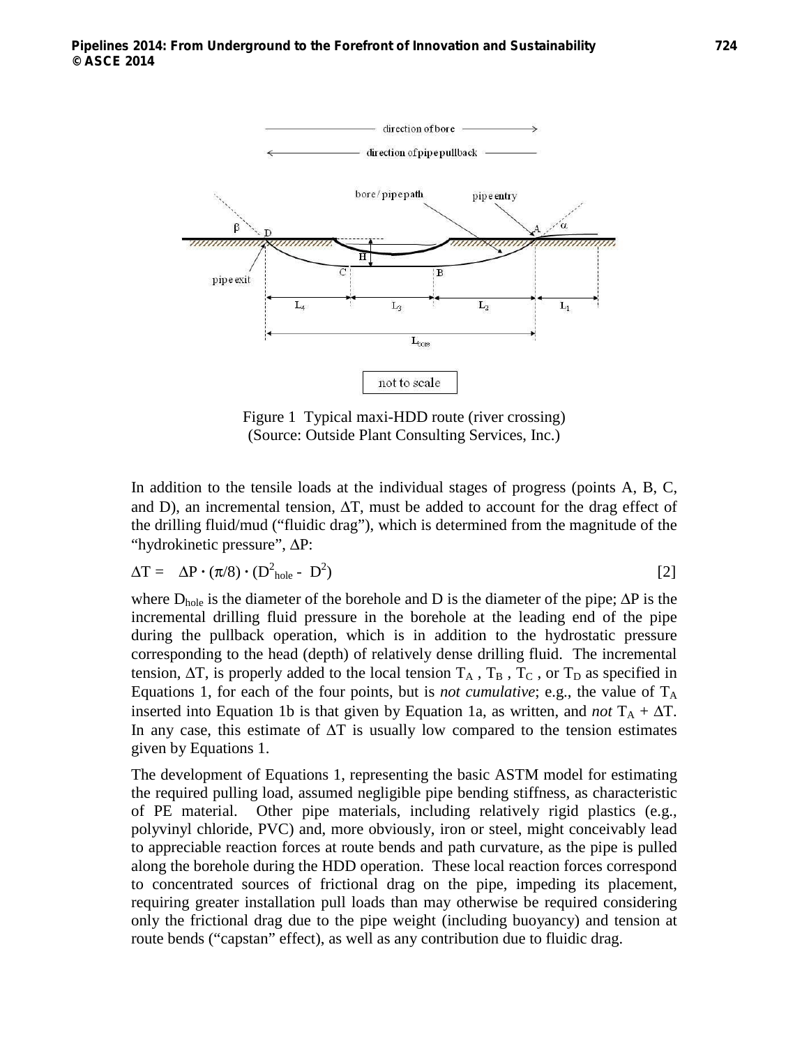Figure 1 Typical maxi-HDD route (river crossing)
(Source: Outside Plant Consulting Services, Inc.)

In addition to the tensile loads at the individual stages of progress (points A, B, C, and D), an incremental tension, $\Delta T$, must be added to account for the drag effect of the drilling fluid/mud ("fluidic drag"), which is determined from the magnitude of the "hydrokinetic pressure", $\Delta P$:

$$\Delta T = \Delta P \cdot (\pi/8) \cdot (D^2_{hole} - D^2) \qquad [2]$$

where $D_{hole}$ is the diameter of the borehole and D is the diameter of the pipe; $\Delta P$ is the incremental drilling fluid pressure in the borehole at the leading end of the pipe during the pullback operation, which is in addition to the hydrostatic pressure corresponding to the head (depth) of relatively dense drilling fluid. The incremental tension, $\Delta T$, is properly added to the local tension $T_A$ , $T_B$ , $T_C$ , or $T_D$ as specified in Equations 1, for each of the four points, but is *not cumulative*; e.g., the value of $T_A$ inserted into Equation 1b is that given by Equation 1a, as written, and *not* $T_A + \Delta T$. In any case, this estimate of $\Delta T$ is usually low compared to the tension estimates given by Equations 1.

The development of Equations 1, representing the basic ASTM model for estimating the required pulling load, assumed negligible pipe bending stiffness, as characteristic of PE material. Other pipe materials, including relatively rigid plastics (e.g., polyvinyl chloride, PVC) and, more obviously, iron or steel, might conceivably lead to appreciable reaction forces at route bends and path curvature, as the pipe is pulled along the borehole during the HDD operation. These local reaction forces correspond to concentrated sources of frictional drag on the pipe, impeding its placement, requiring greater installation pull loads than may otherwise be required considering only the frictional drag due to the pipe weight (including buoyancy) and tension at route bends ("capstan" effect), as well as any contribution due to fluidic drag.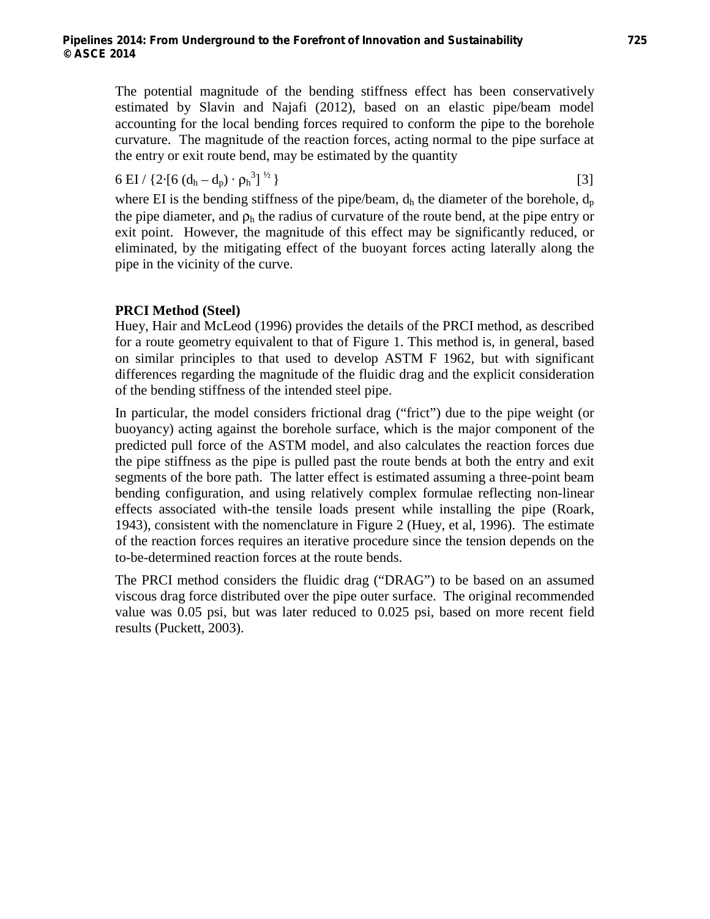The potential magnitude of the bending stiffness effect has been conservatively estimated by Slavin and Najafi (2012), based on an elastic pipe/beam model accounting for the local bending forces required to conform the pipe to the borehole curvature. The magnitude of the reaction forces, acting normal to the pipe surface at the entry or exit route bend, may be estimated by the quantity

$$6\ EI / \{2 \cdot [6\ (d_h - d_p) \cdot \rho_h^3]^{1/2}\} \qquad [3]$$

where EI is the bending stiffness of the pipe/beam, $d_h$ the diameter of the borehole, $d_p$ the pipe diameter, and $\rho_h$ the radius of curvature of the route bend, at the pipe entry or exit point. However, the magnitude of this effect may be significantly reduced, or eliminated, by the mitigating effect of the buoyant forces acting laterally along the pipe in the vicinity of the curve.

**PRCI Method (Steel)**

Huey, Hair and McLeod (1996) provides the details of the PRCI method, as described for a route geometry equivalent to that of Figure 1. This method is, in general, based on similar principles to that used to develop ASTM F 1962, but with significant differences regarding the magnitude of the fluidic drag and the explicit consideration of the bending stiffness of the intended steel pipe.

In particular, the model considers frictional drag ("frict") due to the pipe weight (or buoyancy) acting against the borehole surface, which is the major component of the predicted pull force of the ASTM model, and also calculates the reaction forces due the pipe stiffness as the pipe is pulled past the route bends at both the entry and exit segments of the bore path. The latter effect is estimated assuming a three-point beam bending configuration, and using relatively complex formulae reflecting non-linear effects associated with-the tensile loads present while installing the pipe (Roark, 1943), consistent with the nomenclature in Figure 2 (Huey, et al, 1996). The estimate of the reaction forces requires an iterative procedure since the tension depends on the to-be-determined reaction forces at the route bends.

The PRCI method considers the fluidic drag ("DRAG") to be based on an assumed viscous drag force distributed over the pipe outer surface. The original recommended value was 0.05 psi, but was later reduced to 0.025 psi, based on more recent field results (Puckett, 2003).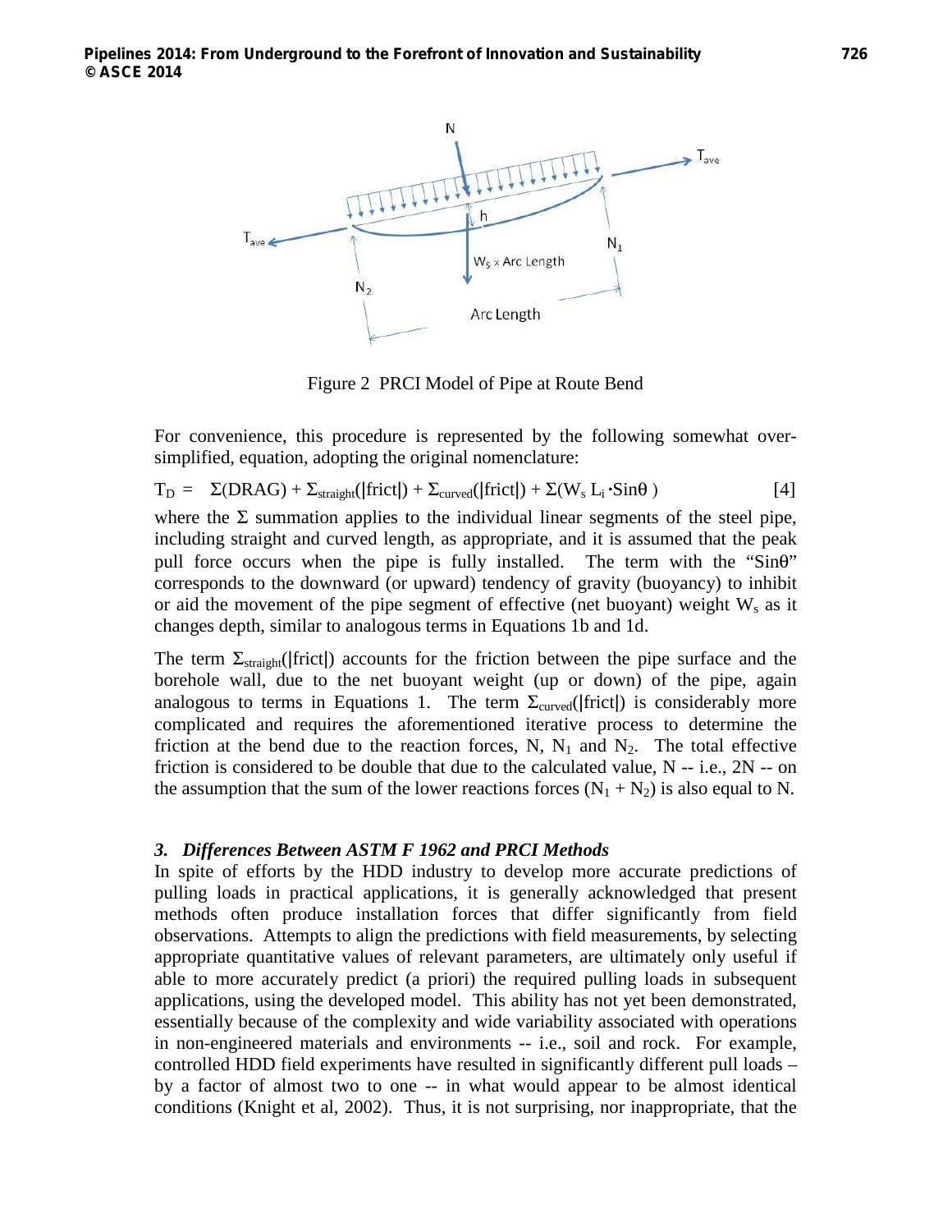Figure 2 PRCI Model of Pipe at Route Bend

For convenience, this procedure is represented by the following somewhat over-simplified, equation, adopting the original nomenclature:

$$T_D = \Sigma(\text{DRAG}) + \Sigma_{\text{straight}}(|\text{frict}|) + \Sigma_{\text{curved}}(|\text{frict}|) + \Sigma(W_s\, L_i \cdot \text{Sin}\theta) \quad [4]$$

where the $\Sigma$ summation applies to the individual linear segments of the steel pipe, including straight and curved length, as appropriate, and it is assumed that the peak pull force occurs when the pipe is fully installed. The term with the "Sinθ" corresponds to the downward (or upward) tendency of gravity (buoyancy) to inhibit or aid the movement of the pipe segment of effective (net buoyant) weight $W_s$ as it changes depth, similar to analogous terms in Equations 1b and 1d.

The term $\Sigma_{\text{straight}}(|\text{frict}|)$ accounts for the friction between the pipe surface and the borehole wall, due to the net buoyant weight (up or down) of the pipe, again analogous to terms in Equations 1. The term $\Sigma_{\text{curved}}(|\text{frict}|)$ is considerably more complicated and requires the aforementioned iterative process to determine the friction at the bend due to the reaction forces, N, $N_1$ and $N_2$. The total effective friction is considered to be double that due to the calculated value, N -- i.e., 2N -- on the assumption that the sum of the lower reactions forces ($N_1 + N_2$) is also equal to N.

### *3. Differences Between ASTM F 1962 and PRCI Methods*

In spite of efforts by the HDD industry to develop more accurate predictions of pulling loads in practical applications, it is generally acknowledged that present methods often produce installation forces that differ significantly from field observations. Attempts to align the predictions with field measurements, by selecting appropriate quantitative values of relevant parameters, are ultimately only useful if able to more accurately predict (a priori) the required pulling loads in subsequent applications, using the developed model. This ability has not yet been demonstrated, essentially because of the complexity and wide variability associated with operations in non-engineered materials and environments -- i.e., soil and rock. For example, controlled HDD field experiments have resulted in significantly different pull loads – by a factor of almost two to one -- in what would appear to be almost identical conditions (Knight et al, 2002). Thus, it is not surprising, nor inappropriate, that the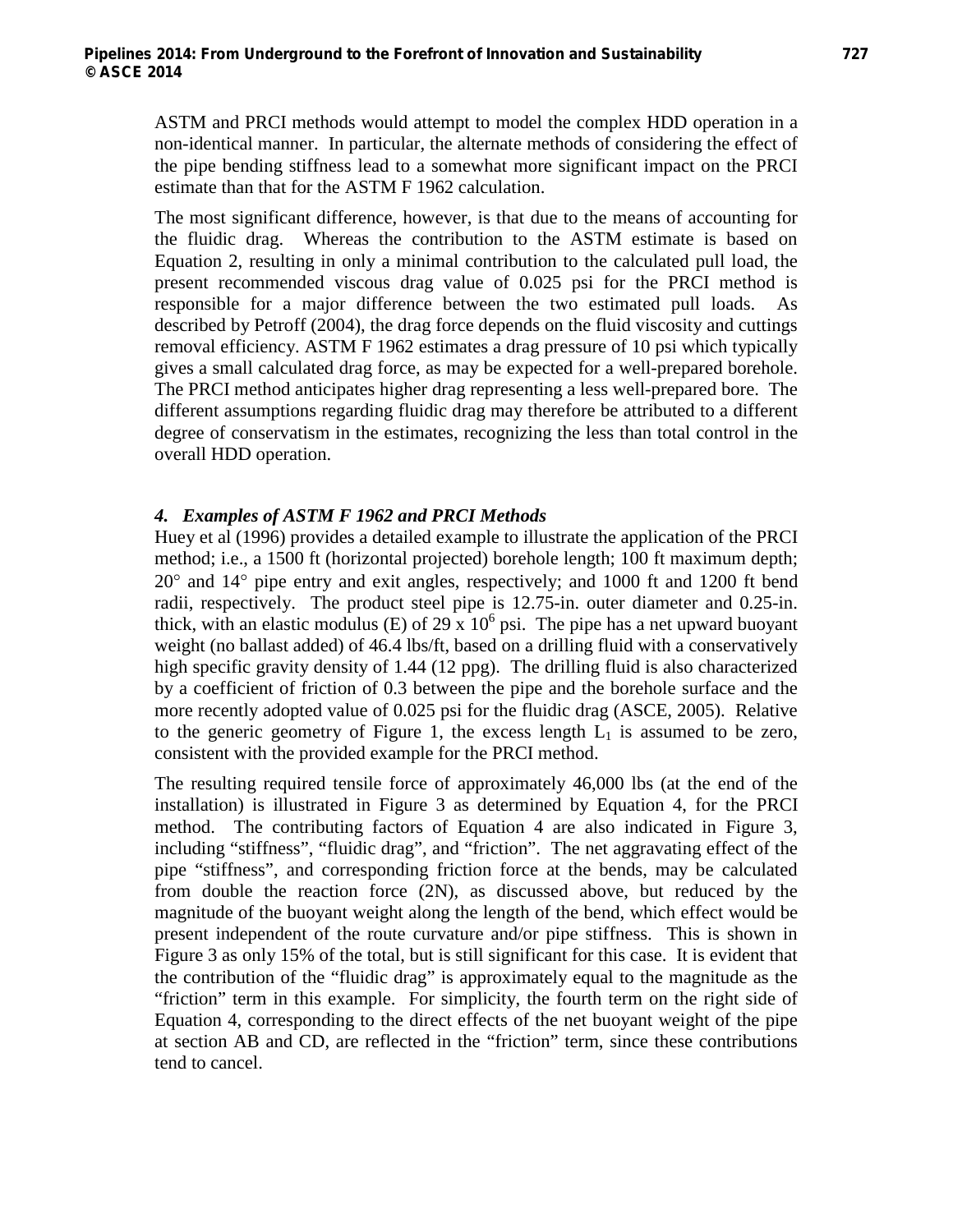ASTM and PRCI methods would attempt to model the complex HDD operation in a non-identical manner. In particular, the alternate methods of considering the effect of the pipe bending stiffness lead to a somewhat more significant impact on the PRCI estimate than that for the ASTM F 1962 calculation.

The most significant difference, however, is that due to the means of accounting for the fluidic drag. Whereas the contribution to the ASTM estimate is based on Equation 2, resulting in only a minimal contribution to the calculated pull load, the present recommended viscous drag value of 0.025 psi for the PRCI method is responsible for a major difference between the two estimated pull loads. As described by Petroff (2004), the drag force depends on the fluid viscosity and cuttings removal efficiency. ASTM F 1962 estimates a drag pressure of 10 psi which typically gives a small calculated drag force, as may be expected for a well-prepared borehole. The PRCI method anticipates higher drag representing a less well-prepared bore. The different assumptions regarding fluidic drag may therefore be attributed to a different degree of conservatism in the estimates, recognizing the less than total control in the overall HDD operation.

### *4. Examples of ASTM F 1962 and PRCI Methods*

Huey et al (1996) provides a detailed example to illustrate the application of the PRCI method; i.e., a 1500 ft (horizontal projected) borehole length; 100 ft maximum depth; 20° and 14° pipe entry and exit angles, respectively; and 1000 ft and 1200 ft bend radii, respectively. The product steel pipe is 12.75-in. outer diameter and 0.25-in. thick, with an elastic modulus (E) of $29 \times 10^6$ psi. The pipe has a net upward buoyant weight (no ballast added) of 46.4 lbs/ft, based on a drilling fluid with a conservatively high specific gravity density of 1.44 (12 ppg). The drilling fluid is also characterized by a coefficient of friction of 0.3 between the pipe and the borehole surface and the more recently adopted value of 0.025 psi for the fluidic drag (ASCE, 2005). Relative to the generic geometry of Figure 1, the excess length $L_1$ is assumed to be zero, consistent with the provided example for the PRCI method.

The resulting required tensile force of approximately 46,000 lbs (at the end of the installation) is illustrated in Figure 3 as determined by Equation 4, for the PRCI method. The contributing factors of Equation 4 are also indicated in Figure 3, including "stiffness", "fluidic drag", and "friction". The net aggravating effect of the pipe "stiffness", and corresponding friction force at the bends, may be calculated from double the reaction force (2N), as discussed above, but reduced by the magnitude of the buoyant weight along the length of the bend, which effect would be present independent of the route curvature and/or pipe stiffness. This is shown in Figure 3 as only 15% of the total, but is still significant for this case. It is evident that the contribution of the "fluidic drag" is approximately equal to the magnitude as the "friction" term in this example. For simplicity, the fourth term on the right side of Equation 4, corresponding to the direct effects of the net buoyant weight of the pipe at section AB and CD, are reflected in the "friction" term, since these contributions tend to cancel.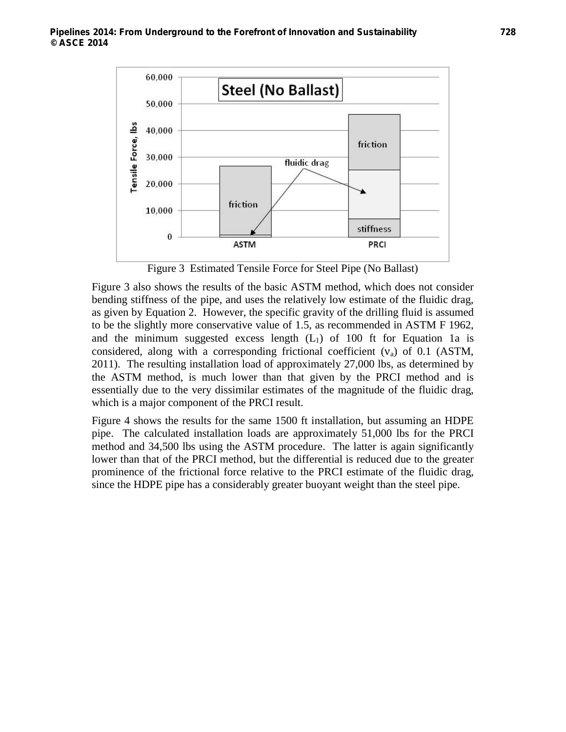Figure 3 Estimated Tensile Force for Steel Pipe (No Ballast)

Figure 3 also shows the results of the basic ASTM method, which does not consider bending stiffness of the pipe, and uses the relatively low estimate of the fluidic drag, as given by Equation 2. However, the specific gravity of the drilling fluid is assumed to be the slightly more conservative value of 1.5, as recommended in ASTM F 1962, and the minimum suggested excess length ($L_1$) of 100 ft for Equation 1a is considered, along with a corresponding frictional coefficient ($\nu_a$) of 0.1 (ASTM, 2011). The resulting installation load of approximately 27,000 lbs, as determined by the ASTM method, is much lower than that given by the PRCI method and is essentially due to the very dissimilar estimates of the magnitude of the fluidic drag, which is a major component of the PRCI result.

Figure 4 shows the results for the same 1500 ft installation, but assuming an HDPE pipe. The calculated installation loads are approximately 51,000 lbs for the PRCI method and 34,500 lbs using the ASTM procedure. The latter is again significantly lower than that of the PRCI method, but the differential is reduced due to the greater prominence of the frictional force relative to the PRCI estimate of the fluidic drag, since the HDPE pipe has a considerably greater buoyant weight than the steel pipe.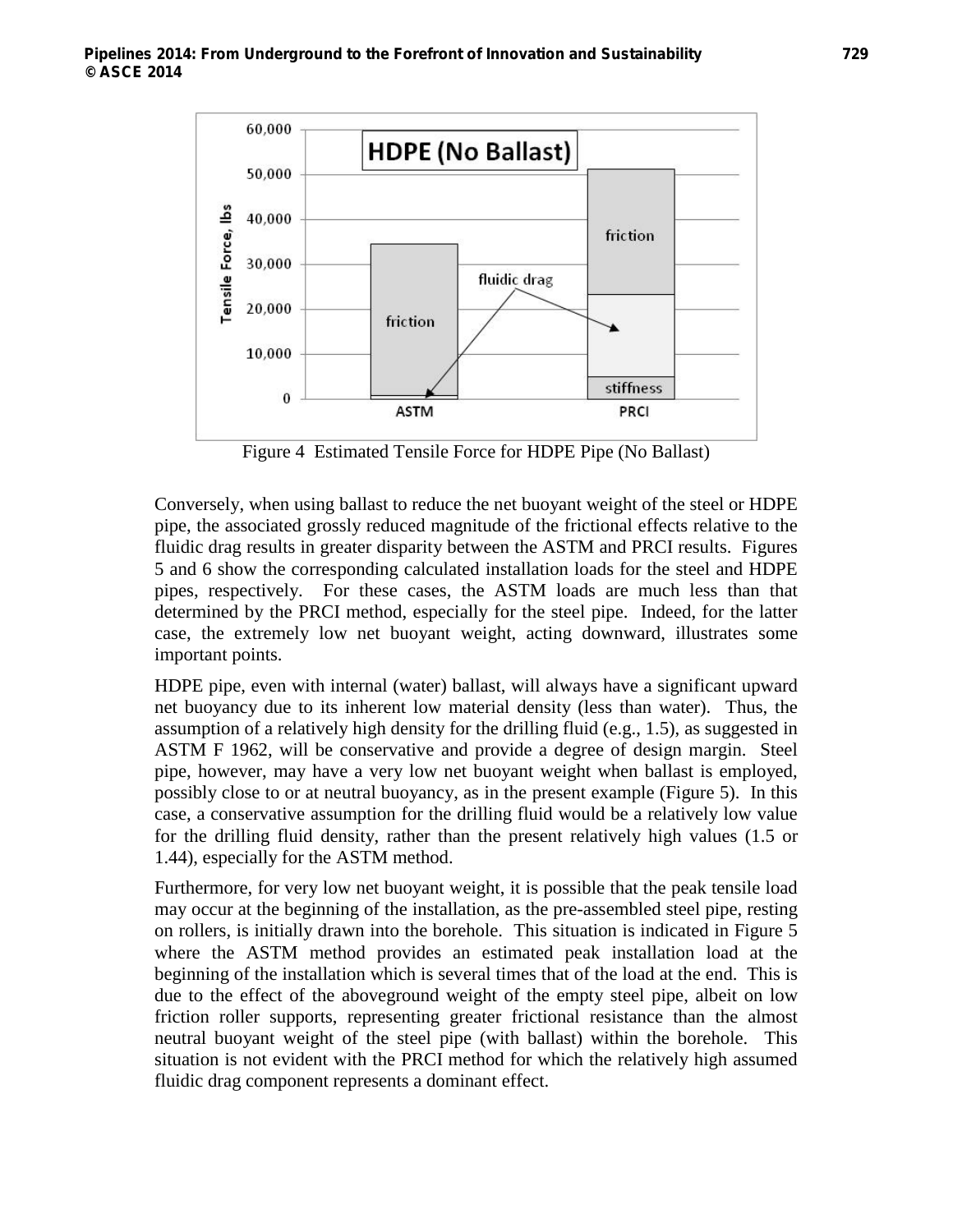Figure 4 Estimated Tensile Force for HDPE Pipe (No Ballast)

Conversely, when using ballast to reduce the net buoyant weight of the steel or HDPE pipe, the associated grossly reduced magnitude of the frictional effects relative to the fluidic drag results in greater disparity between the ASTM and PRCI results. Figures 5 and 6 show the corresponding calculated installation loads for the steel and HDPE pipes, respectively. For these cases, the ASTM loads are much less than that determined by the PRCI method, especially for the steel pipe. Indeed, for the latter case, the extremely low net buoyant weight, acting downward, illustrates some important points.

HDPE pipe, even with internal (water) ballast, will always have a significant upward net buoyancy due to its inherent low material density (less than water). Thus, the assumption of a relatively high density for the drilling fluid (e.g., 1.5), as suggested in ASTM F 1962, will be conservative and provide a degree of design margin. Steel pipe, however, may have a very low net buoyant weight when ballast is employed, possibly close to or at neutral buoyancy, as in the present example (Figure 5). In this case, a conservative assumption for the drilling fluid would be a relatively low value for the drilling fluid density, rather than the present relatively high values (1.5 or 1.44), especially for the ASTM method.

Furthermore, for very low net buoyant weight, it is possible that the peak tensile load may occur at the beginning of the installation, as the pre-assembled steel pipe, resting on rollers, is initially drawn into the borehole. This situation is indicated in Figure 5 where the ASTM method provides an estimated peak installation load at the beginning of the installation which is several times that of the load at the end. This is due to the effect of the aboveground weight of the empty steel pipe, albeit on low friction roller supports, representing greater frictional resistance than the almost neutral buoyant weight of the steel pipe (with ballast) within the borehole. This situation is not evident with the PRCI method for which the relatively high assumed fluidic drag component represents a dominant effect.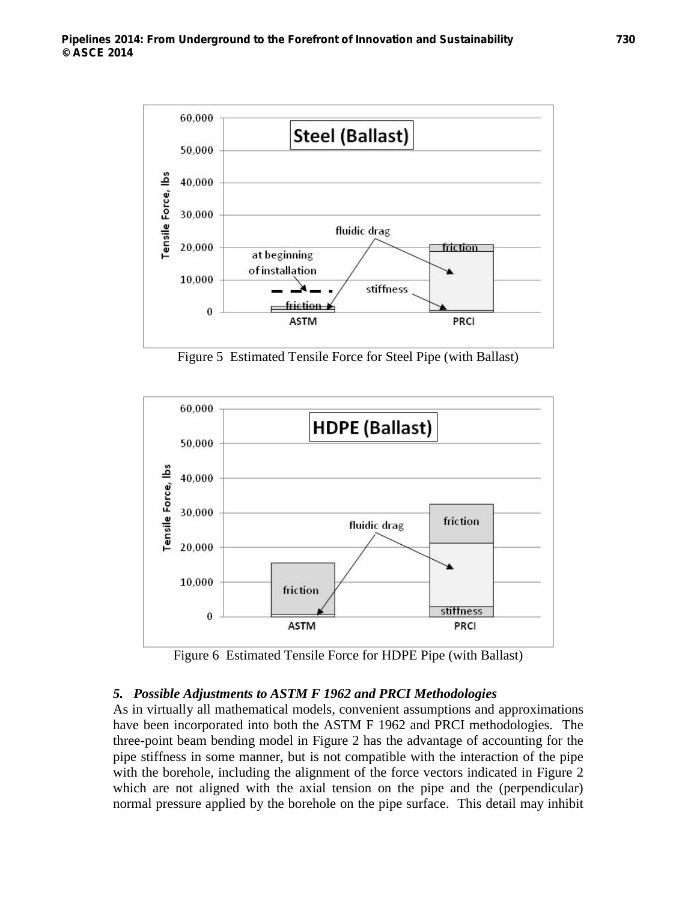Figure 5 Estimated Tensile Force for Steel Pipe (with Ballast)

Figure 6 Estimated Tensile Force for HDPE Pipe (with Ballast)

### *5. Possible Adjustments to ASTM F 1962 and PRCI Methodologies*

As in virtually all mathematical models, convenient assumptions and approximations have been incorporated into both the ASTM F 1962 and PRCI methodologies. The three-point beam bending model in Figure 2 has the advantage of accounting for the pipe stiffness in some manner, but is not compatible with the interaction of the pipe with the borehole, including the alignment of the force vectors indicated in Figure 2 which are not aligned with the axial tension on the pipe and the (perpendicular) normal pressure applied by the borehole on the pipe surface. This detail may inhibit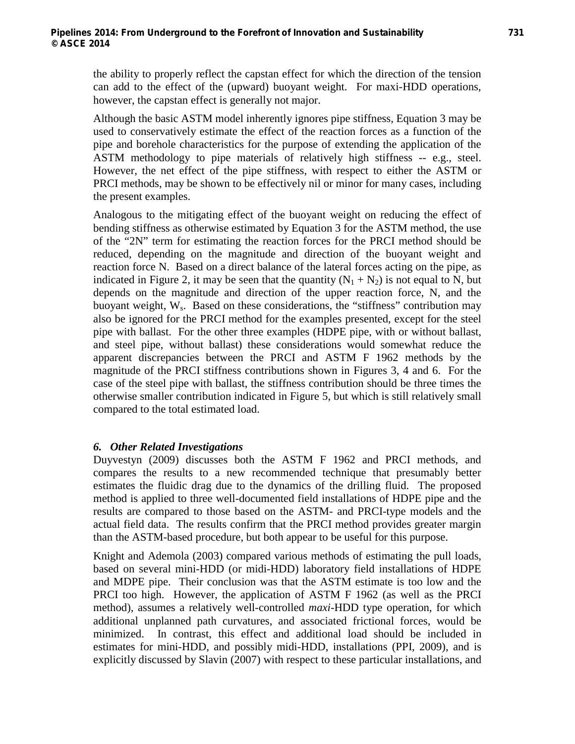the ability to properly reflect the capstan effect for which the direction of the tension can add to the effect of the (upward) buoyant weight. For maxi-HDD operations, however, the capstan effect is generally not major.

Although the basic ASTM model inherently ignores pipe stiffness, Equation 3 may be used to conservatively estimate the effect of the reaction forces as a function of the pipe and borehole characteristics for the purpose of extending the application of the ASTM methodology to pipe materials of relatively high stiffness -- e.g., steel. However, the net effect of the pipe stiffness, with respect to either the ASTM or PRCI methods, may be shown to be effectively nil or minor for many cases, including the present examples.

Analogous to the mitigating effect of the buoyant weight on reducing the effect of bending stiffness as otherwise estimated by Equation 3 for the ASTM method, the use of the "2N" term for estimating the reaction forces for the PRCI method should be reduced, depending on the magnitude and direction of the buoyant weight and reaction force N. Based on a direct balance of the lateral forces acting on the pipe, as indicated in Figure 2, it may be seen that the quantity $(N_1 + N_2)$ is not equal to N, but depends on the magnitude and direction of the upper reaction force, N, and the buoyant weight, $W_s$. Based on these considerations, the "stiffness" contribution may also be ignored for the PRCI method for the examples presented, except for the steel pipe with ballast. For the other three examples (HDPE pipe, with or without ballast, and steel pipe, without ballast) these considerations would somewhat reduce the apparent discrepancies between the PRCI and ASTM F 1962 methods by the magnitude of the PRCI stiffness contributions shown in Figures 3, 4 and 6. For the case of the steel pipe with ballast, the stiffness contribution should be three times the otherwise smaller contribution indicated in Figure 5, but which is still relatively small compared to the total estimated load.

### *6. Other Related Investigations*

Duyvestyn (2009) discusses both the ASTM F 1962 and PRCI methods, and compares the results to a new recommended technique that presumably better estimates the fluidic drag due to the dynamics of the drilling fluid. The proposed method is applied to three well-documented field installations of HDPE pipe and the results are compared to those based on the ASTM- and PRCI-type models and the actual field data. The results confirm that the PRCI method provides greater margin than the ASTM-based procedure, but both appear to be useful for this purpose.

Knight and Ademola (2003) compared various methods of estimating the pull loads, based on several mini-HDD (or midi-HDD) laboratory field installations of HDPE and MDPE pipe. Their conclusion was that the ASTM estimate is too low and the PRCI too high. However, the application of ASTM F 1962 (as well as the PRCI method), assumes a relatively well-controlled *maxi*-HDD type operation, for which additional unplanned path curvatures, and associated frictional forces, would be minimized. In contrast, this effect and additional load should be included in estimates for mini-HDD, and possibly midi-HDD, installations (PPI, 2009), and is explicitly discussed by Slavin (2007) with respect to these particular installations, and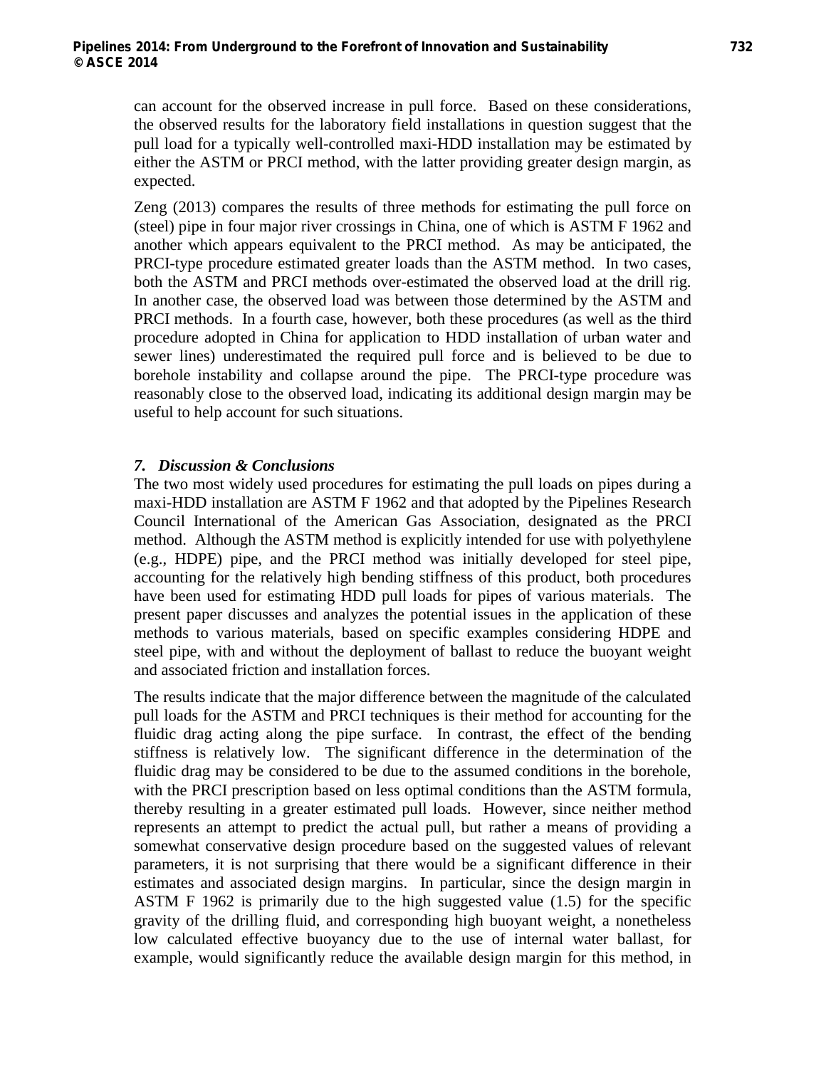can account for the observed increase in pull force. Based on these considerations, the observed results for the laboratory field installations in question suggest that the pull load for a typically well-controlled maxi-HDD installation may be estimated by either the ASTM or PRCI method, with the latter providing greater design margin, as expected.

Zeng (2013) compares the results of three methods for estimating the pull force on (steel) pipe in four major river crossings in China, one of which is ASTM F 1962 and another which appears equivalent to the PRCI method. As may be anticipated, the PRCI-type procedure estimated greater loads than the ASTM method. In two cases, both the ASTM and PRCI methods over-estimated the observed load at the drill rig. In another case, the observed load was between those determined by the ASTM and PRCI methods. In a fourth case, however, both these procedures (as well as the third procedure adopted in China for application to HDD installation of urban water and sewer lines) underestimated the required pull force and is believed to be due to borehole instability and collapse around the pipe. The PRCI-type procedure was reasonably close to the observed load, indicating its additional design margin may be useful to help account for such situations.

### *7. Discussion & Conclusions*

The two most widely used procedures for estimating the pull loads on pipes during a maxi-HDD installation are ASTM F 1962 and that adopted by the Pipelines Research Council International of the American Gas Association, designated as the PRCI method. Although the ASTM method is explicitly intended for use with polyethylene (e.g., HDPE) pipe, and the PRCI method was initially developed for steel pipe, accounting for the relatively high bending stiffness of this product, both procedures have been used for estimating HDD pull loads for pipes of various materials. The present paper discusses and analyzes the potential issues in the application of these methods to various materials, based on specific examples considering HDPE and steel pipe, with and without the deployment of ballast to reduce the buoyant weight and associated friction and installation forces.

The results indicate that the major difference between the magnitude of the calculated pull loads for the ASTM and PRCI techniques is their method for accounting for the fluidic drag acting along the pipe surface. In contrast, the effect of the bending stiffness is relatively low. The significant difference in the determination of the fluidic drag may be considered to be due to the assumed conditions in the borehole, with the PRCI prescription based on less optimal conditions than the ASTM formula, thereby resulting in a greater estimated pull loads. However, since neither method represents an attempt to predict the actual pull, but rather a means of providing a somewhat conservative design procedure based on the suggested values of relevant parameters, it is not surprising that there would be a significant difference in their estimates and associated design margins. In particular, since the design margin in ASTM F 1962 is primarily due to the high suggested value (1.5) for the specific gravity of the drilling fluid, and corresponding high buoyant weight, a nonetheless low calculated effective buoyancy due to the use of internal water ballast, for example, would significantly reduce the available design margin for this method, in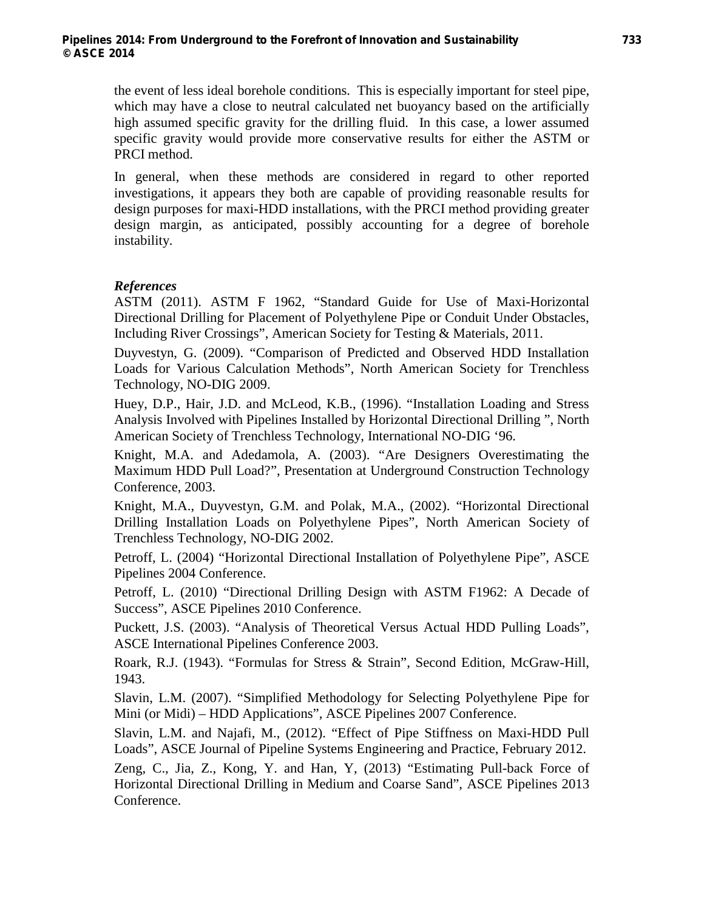the event of less ideal borehole conditions. This is especially important for steel pipe, which may have a close to neutral calculated net buoyancy based on the artificially high assumed specific gravity for the drilling fluid. In this case, a lower assumed specific gravity would provide more conservative results for either the ASTM or PRCI method.

In general, when these methods are considered in regard to other reported investigations, it appears they both are capable of providing reasonable results for design purposes for maxi-HDD installations, with the PRCI method providing greater design margin, as anticipated, possibly accounting for a degree of borehole instability.

### *References*

ASTM (2011). ASTM F 1962, "Standard Guide for Use of Maxi-Horizontal Directional Drilling for Placement of Polyethylene Pipe or Conduit Under Obstacles, Including River Crossings", American Society for Testing & Materials, 2011.

Duyvestyn, G. (2009). "Comparison of Predicted and Observed HDD Installation Loads for Various Calculation Methods", North American Society for Trenchless Technology, NO-DIG 2009.

Huey, D.P., Hair, J.D. and McLeod, K.B., (1996). "Installation Loading and Stress Analysis Involved with Pipelines Installed by Horizontal Directional Drilling ", North American Society of Trenchless Technology, International NO-DIG '96.

Knight, M.A. and Adedamola, A. (2003). "Are Designers Overestimating the Maximum HDD Pull Load?", Presentation at Underground Construction Technology Conference, 2003.

Knight, M.A., Duyvestyn, G.M. and Polak, M.A., (2002). "Horizontal Directional Drilling Installation Loads on Polyethylene Pipes", North American Society of Trenchless Technology, NO-DIG 2002.

Petroff, L. (2004) "Horizontal Directional Installation of Polyethylene Pipe", ASCE Pipelines 2004 Conference.

Petroff, L. (2010) "Directional Drilling Design with ASTM F1962: A Decade of Success", ASCE Pipelines 2010 Conference.

Puckett, J.S. (2003). "Analysis of Theoretical Versus Actual HDD Pulling Loads", ASCE International Pipelines Conference 2003.

Roark, R.J. (1943). "Formulas for Stress & Strain", Second Edition, McGraw-Hill, 1943.

Slavin, L.M. (2007). "Simplified Methodology for Selecting Polyethylene Pipe for Mini (or Midi) – HDD Applications", ASCE Pipelines 2007 Conference.

Slavin, L.M. and Najafi, M., (2012). "Effect of Pipe Stiffness on Maxi-HDD Pull Loads", ASCE Journal of Pipeline Systems Engineering and Practice, February 2012.

Zeng, C., Jia, Z., Kong, Y. and Han, Y, (2013) "Estimating Pull-back Force of Horizontal Directional Drilling in Medium and Coarse Sand", ASCE Pipelines 2013 Conference.